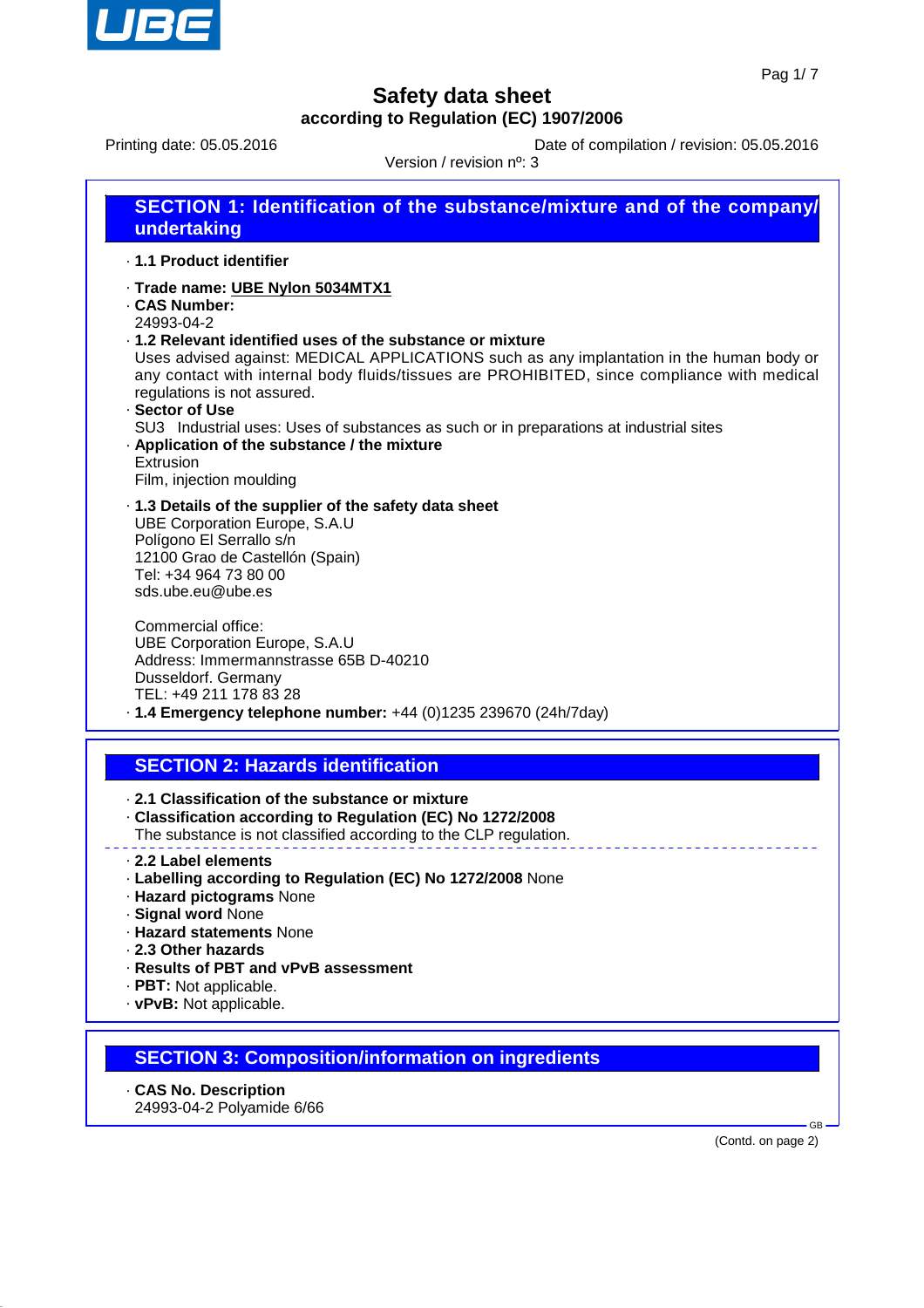# Safety data sheet

**according to Regulation (EC) 1907/2006**

Printing date: 05.05.2016 Date of compilation / revision: 05.05.2016

Version / revision nº: 3

## SECTION 1: Identification of the substance/mixture and of the company/ undertaking

· **1.1 Product identifier**

· **Trade name: UBE Nylon 5034MTX1**
· **CAS Number:**
24993-04-2
· **1.2 Relevant identified uses of the substance or mixture**
Uses advised against: MEDICAL APPLICATIONS such as any implantation in the human body or any contact with internal body fluids/tissues are PROHIBITED, since compliance with medical regulations is not assured.
· **Sector of Use**
SU3 Industrial uses: Uses of substances as such or in preparations at industrial sites
· **Application of the substance / the mixture**
Extrusion
Film, injection moulding

· **1.3 Details of the supplier of the safety data sheet**
UBE Corporation Europe, S.A.U
Polígono El Serrallo s/n
12100 Grao de Castellón (Spain)
Tel: +34 964 73 80 00
sds.ube.eu@ube.es

Commercial office:
UBE Corporation Europe, S.A.U
Address: Immermannstrasse 65B D-40210
Dusseldorf. Germany
TEL: +49 211 178 83 28
· **1.4 Emergency telephone number:** +44 (0)1235 239670 (24h/7day)

## SECTION 2: Hazards identification

· **2.1 Classification of the substance or mixture**
· **Classification according to Regulation (EC) No 1272/2008**
The substance is not classified according to the CLP regulation.

· **2.2 Label elements**
· **Labelling according to Regulation (EC) No 1272/2008** None
· **Hazard pictograms** None
· **Signal word** None
· **Hazard statements** None
· **2.3 Other hazards**
· **Results of PBT and vPvB assessment**
· **PBT:** Not applicable.
· **vPvB:** Not applicable.

## SECTION 3: Composition/information on ingredients

· **CAS No. Description**
24993-04-2 Polyamide 6/66

(Contd. on page 2)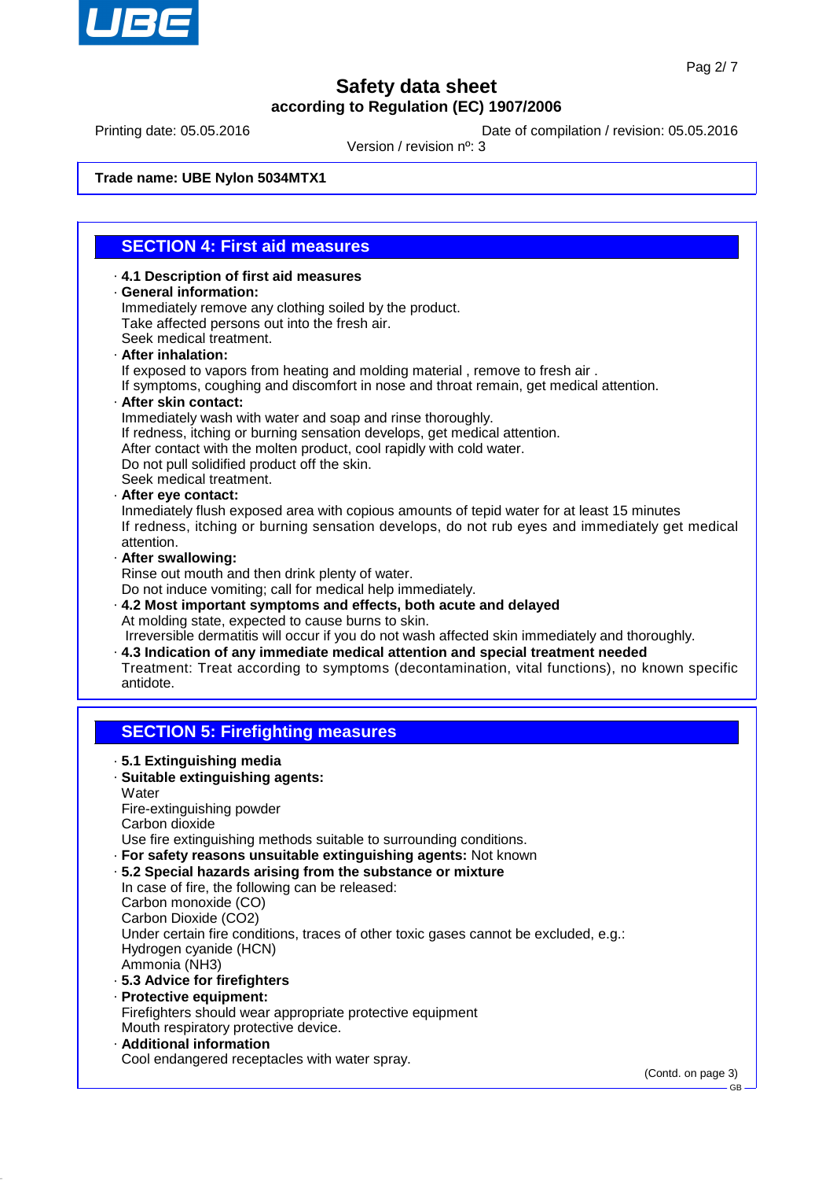**Trade name: UBE Nylon 5034MTX1**

## SECTION 4: First aid measures

- **4.1 Description of first aid measures**
- **General information:**
  Immediately remove any clothing soiled by the product.
  Take affected persons out into the fresh air.
  Seek medical treatment.
- **After inhalation:**
  If exposed to vapors from heating and molding material , remove to fresh air .
  If symptoms, coughing and discomfort in nose and throat remain, get medical attention.
- **After skin contact:**
  Immediately wash with water and soap and rinse thoroughly.
  If redness, itching or burning sensation develops, get medical attention.
  After contact with the molten product, cool rapidly with cold water.
  Do not pull solidified product off the skin.
  Seek medical treatment.
- **After eye contact:**
  Inmediately flush exposed area with copious amounts of tepid water for at least 15 minutes
  If redness, itching or burning sensation develops, do not rub eyes and immediately get medical attention.
- **After swallowing:**
  Rinse out mouth and then drink plenty of water.
  Do not induce vomiting; call for medical help immediately.
- **4.2 Most important symptoms and effects, both acute and delayed**
  At molding state, expected to cause burns to skin.
  Irreversible dermatitis will occur if you do not wash affected skin immediately and thoroughly.
- **4.3 Indication of any immediate medical attention and special treatment needed**
  Treatment: Treat according to symptoms (decontamination, vital functions), no known specific antidote.

## SECTION 5: Firefighting measures

- **5.1 Extinguishing media**
- **Suitable extinguishing agents:**
  Water
  Fire-extinguishing powder
  Carbon dioxide
  Use fire extinguishing methods suitable to surrounding conditions.
- **For safety reasons unsuitable extinguishing agents:** Not known
- **5.2 Special hazards arising from the substance or mixture**
  In case of fire, the following can be released:
  Carbon monoxide (CO)
  Carbon Dioxide ($CO_2$)
  Under certain fire conditions, traces of other toxic gases cannot be excluded, e.g.:
  Hydrogen cyanide (HCN)
  Ammonia ($NH_3$)
- **5.3 Advice for firefighters**
- **Protective equipment:**
  Firefighters should wear appropriate protective equipment
  Mouth respiratory protective device.
- **Additional information**
  Cool endangered receptacles with water spray.

(Contd. on page 3)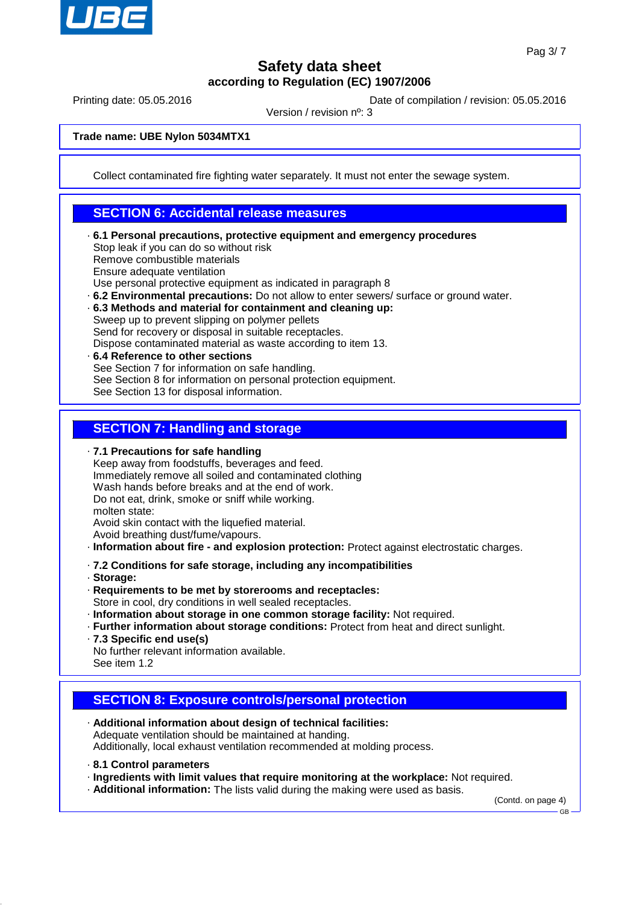Trade name: UBE Nylon 5034MTX1

Collect contaminated fire fighting water separately. It must not enter the sewage system.

## SECTION 6: Accidental release measures

- **6.1 Personal precautions, protective equipment and emergency procedures**
  Stop leak if you can do so without risk
  Remove combustible materials
  Ensure adequate ventilation
  Use personal protective equipment as indicated in paragraph 8
- **6.2 Environmental precautions:** Do not allow to enter sewers/ surface or ground water.
- **6.3 Methods and material for containment and cleaning up:**
  Sweep up to prevent slipping on polymer pellets
  Send for recovery or disposal in suitable receptacles.
  Dispose contaminated material as waste according to item 13.
- **6.4 Reference to other sections**
  See Section 7 for information on safe handling.
  See Section 8 for information on personal protection equipment.
  See Section 13 for disposal information.

## SECTION 7: Handling and storage

- **7.1 Precautions for safe handling**
  Keep away from foodstuffs, beverages and feed.
  Immediately remove all soiled and contaminated clothing
  Wash hands before breaks and at the end of work.
  Do not eat, drink, smoke or sniff while working.
  molten state:
  Avoid skin contact with the liquefied material.
  Avoid breathing dust/fume/vapours.
- **Information about fire - and explosion protection:** Protect against electrostatic charges.

- **7.2 Conditions for safe storage, including any incompatibilities**
- **Storage:**
- **Requirements to be met by storerooms and receptacles:**
  Store in cool, dry conditions in well sealed receptacles.
- **Information about storage in one common storage facility:** Not required.
- **Further information about storage conditions:** Protect from heat and direct sunlight.
- **7.3 Specific end use(s)**
  No further relevant information available.
  See item 1.2

## SECTION 8: Exposure controls/personal protection

- **Additional information about design of technical facilities:**
  Adequate ventilation should be maintained at handing.
  Additionally, local exhaust ventilation recommended at molding process.

- **8.1 Control parameters**
- **Ingredients with limit values that require monitoring at the workplace:** Not required.
- **Additional information:** The lists valid during the making were used as basis.

(Contd. on page 4)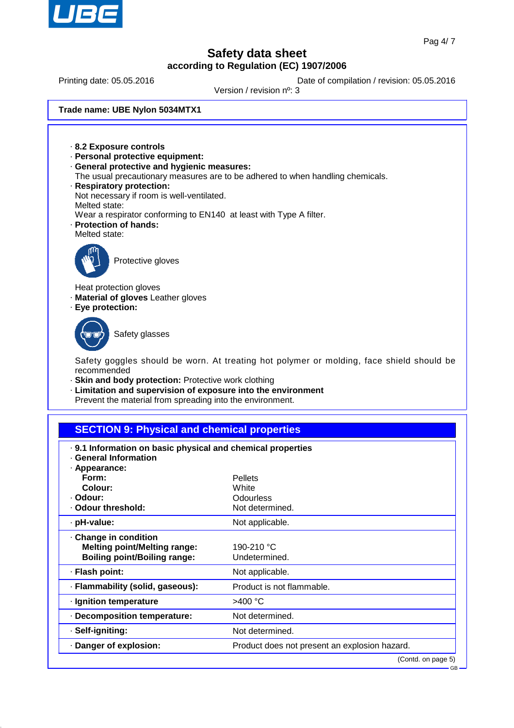**Trade name: UBE Nylon 5034MTX1**

· **8.2 Exposure controls**
· **Personal protective equipment:**
· **General protective and hygienic measures:**
The usual precautionary measures are to be adhered to when handling chemicals.
· **Respiratory protection:**
Not necessary if room is well-ventilated.
Melted state:
Wear a respirator conforming to EN140 at least with Type A filter.
· **Protection of hands:**
Melted state:

Protective gloves

Heat protection gloves
· **Material of gloves** Leather gloves
· **Eye protection:**

Safety glasses

Safety goggles should be worn. At treating hot polymer or molding, face shield should be recommended
· **Skin and body protection:** Protective work clothing
· **Limitation and supervision of exposure into the environment**
Prevent the material from spreading into the environment.

## SECTION 9: Physical and chemical properties

· **9.1 Information on basic physical and chemical properties**
· **General Information**
· **Appearance:**

| | |
|---|---|
| **Form:** | Pellets |
| **Colour:** | White |
| · **Odour:** | Odourless |
| · **Odour threshold:** | Not determined. |
| · **pH-value:** | Not applicable. |
| · **Change in condition** | |
| **Melting point/Melting range:** | 190-210 °C |
| **Boiling point/Boiling range:** | Undetermined. |
| · **Flash point:** | Not applicable. |
| · **Flammability (solid, gaseous):** | Product is not flammable. |
| · **Ignition temperature** | >400 °C |
| · **Decomposition temperature:** | Not determined. |
| · **Self-igniting:** | Not determined. |
| · **Danger of explosion:** | Product does not present an explosion hazard. |

(Contd. on page 5)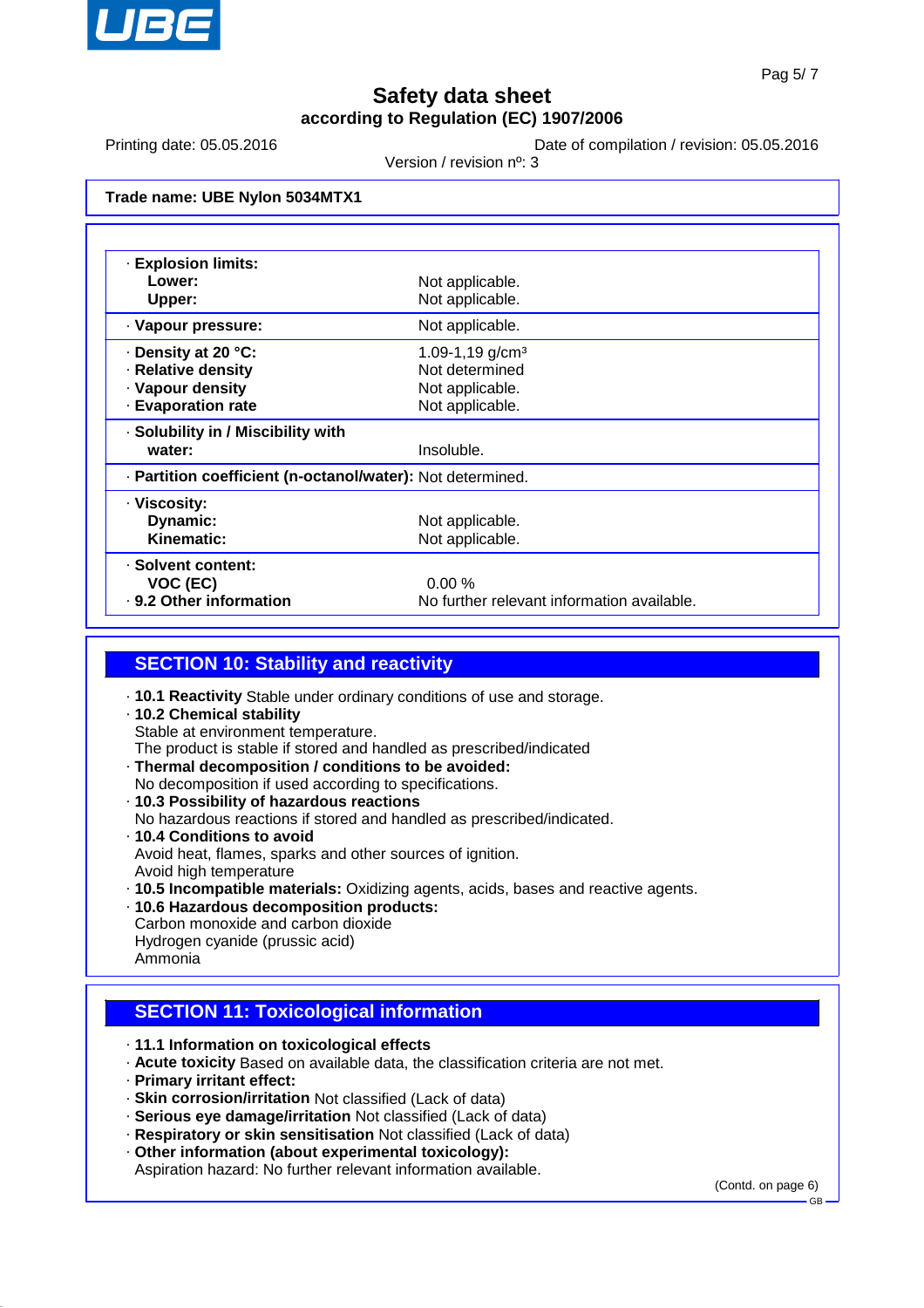**Safety data sheet**
**according to Regulation (EC) 1907/2006**

Printing date: 05.05.2016 Date of compilation / revision: 05.05.2016
Version / revision nº: 3

**Trade name: UBE Nylon 5034MTX1**

| | |
|---|---|
| · **Explosion limits:** | |
| **Lower:** | Not applicable. |
| **Upper:** | Not applicable. |
| · **Vapour pressure:** | Not applicable. |
| · **Density at 20 °C:** | 1.09-1,19 g/cm³ |
| · **Relative density** | Not determined |
| · **Vapour density** | Not applicable. |
| · **Evaporation rate** | Not applicable. |
| · **Solubility in / Miscibility with** | |
| **water:** | Insoluble. |
| · **Partition coefficient (n-octanol/water):** | Not determined. |
| · **Viscosity:** | |
| **Dynamic:** | Not applicable. |
| **Kinematic:** | Not applicable. |
| · **Solvent content:** | |
| **VOC (EC)** | 0.00 % |
| · **9.2 Other information** | No further relevant information available. |

## SECTION 10: Stability and reactivity

· **10.1 Reactivity** Stable under ordinary conditions of use and storage.
· **10.2 Chemical stability**
Stable at environment temperature.
The product is stable if stored and handled as prescribed/indicated
· **Thermal decomposition / conditions to be avoided:**
No decomposition if used according to specifications.
· **10.3 Possibility of hazardous reactions**
No hazardous reactions if stored and handled as prescribed/indicated.
· **10.4 Conditions to avoid**
Avoid heat, flames, sparks and other sources of ignition.
Avoid high temperature
· **10.5 Incompatible materials:** Oxidizing agents, acids, bases and reactive agents.
· **10.6 Hazardous decomposition products:**
Carbon monoxide and carbon dioxide
Hydrogen cyanide (prussic acid)
Ammonia

## SECTION 11: Toxicological information

· **11.1 Information on toxicological effects**
· **Acute toxicity** Based on available data, the classification criteria are not met.
· **Primary irritant effect:**
· **Skin corrosion/irritation** Not classified (Lack of data)
· **Serious eye damage/irritation** Not classified (Lack of data)
· **Respiratory or skin sensitisation** Not classified (Lack of data)
· **Other information (about experimental toxicology):**
Aspiration hazard: No further relevant information available.

(Contd. on page 6)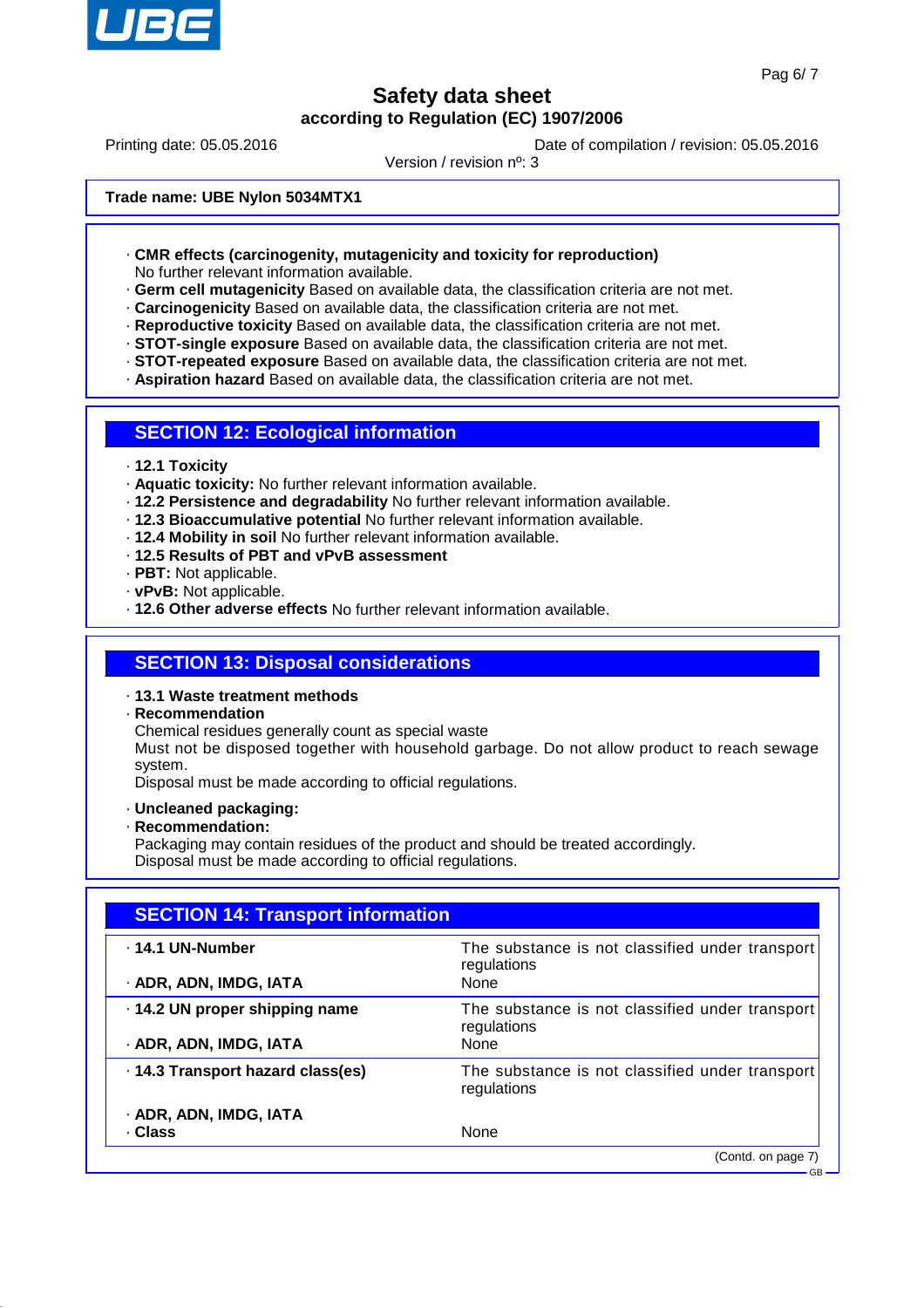**Safety data sheet**
**according to Regulation (EC) 1907/2006**

Printing date: 05.05.2016 — Date of compilation / revision: 05.05.2016
Version / revision nº: 3

**Trade name: UBE Nylon 5034MTX1**

· **CMR effects (carcinogenity, mutagenicity and toxicity for reproduction)**
No further relevant information available.
· **Germ cell mutagenicity** Based on available data, the classification criteria are not met.
· **Carcinogenicity** Based on available data, the classification criteria are not met.
· **Reproductive toxicity** Based on available data, the classification criteria are not met.
· **STOT-single exposure** Based on available data, the classification criteria are not met.
· **STOT-repeated exposure** Based on available data, the classification criteria are not met.
· **Aspiration hazard** Based on available data, the classification criteria are not met.

## SECTION 12: Ecological information

· **12.1 Toxicity**
· **Aquatic toxicity:** No further relevant information available.
· **12.2 Persistence and degradability** No further relevant information available.
· **12.3 Bioaccumulative potential** No further relevant information available.
· **12.4 Mobility in soil** No further relevant information available.
· **12.5 Results of PBT and vPvB assessment**
· **PBT:** Not applicable.
· **vPvB:** Not applicable.
· **12.6 Other adverse effects** No further relevant information available.

## SECTION 13: Disposal considerations

· **13.1 Waste treatment methods**
· **Recommendation**
Chemical residues generally count as special waste
Must not be disposed together with household garbage. Do not allow product to reach sewage system.
Disposal must be made according to official regulations.

· **Uncleaned packaging:**
· **Recommendation:**
Packaging may contain residues of the product and should be treated accordingly.
Disposal must be made according to official regulations.

## SECTION 14: Transport information

| | |
|---|---|
| · **14.1 UN-Number** | The substance is not classified under transport regulations |
| · **ADR, ADN, IMDG, IATA** | None |
| · **14.2 UN proper shipping name** | The substance is not classified under transport regulations |
| · **ADR, ADN, IMDG, IATA** | None |
| · **14.3 Transport hazard class(es)** | The substance is not classified under transport regulations |
| · **ADR, ADN, IMDG, IATA** | |
| · **Class** | None |

(Contd. on page 7)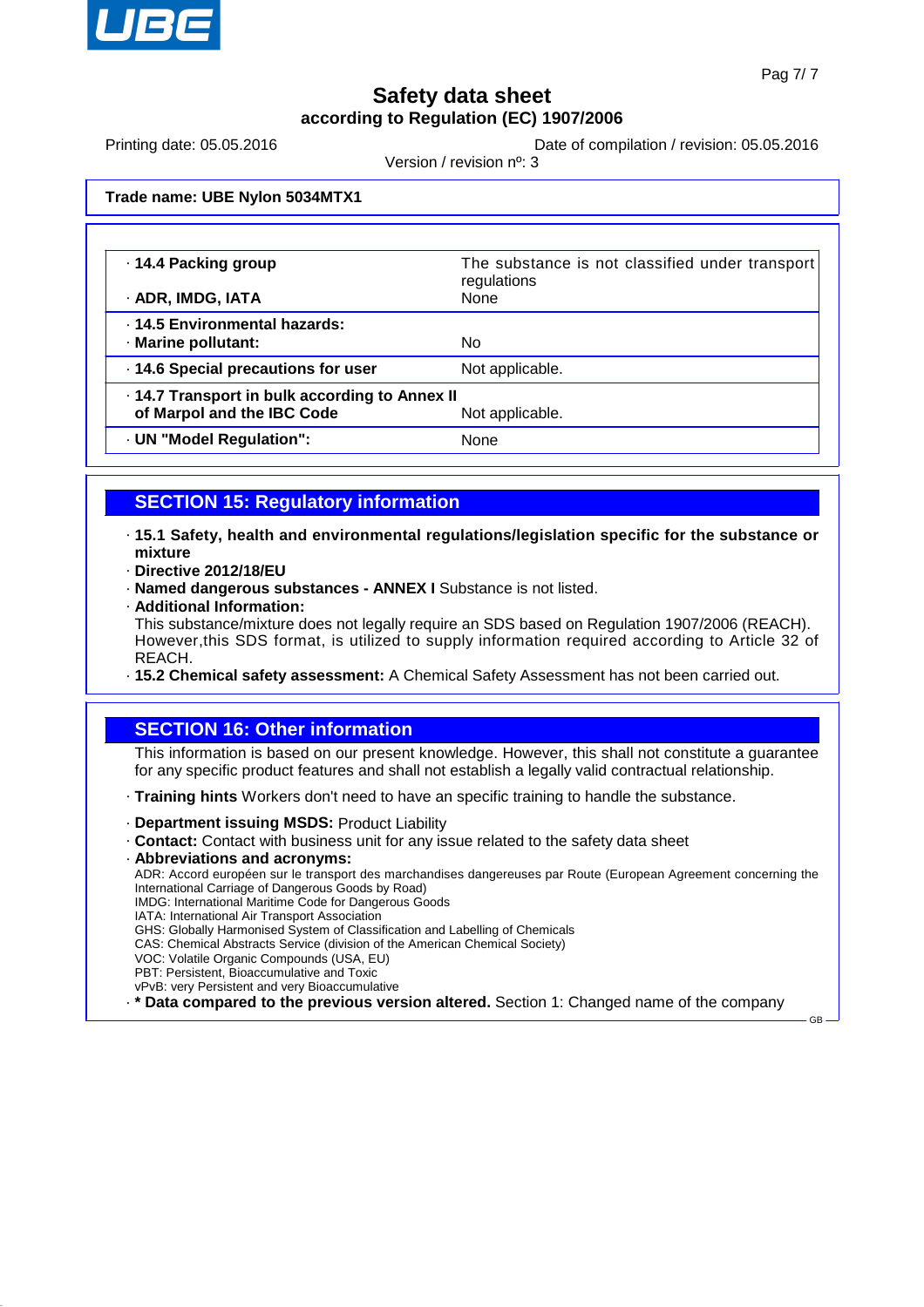**Trade name: UBE Nylon 5034MTX1**

| | |
|---|---|
| · **14.4 Packing group** | The substance is not classified under transport regulations |
| · **ADR, IMDG, IATA** | None |
| · **14.5 Environmental hazards:** | |
| · **Marine pollutant:** | No |
| · **14.6 Special precautions for user** | Not applicable. |
| · **14.7 Transport in bulk according to Annex II of Marpol and the IBC Code** | Not applicable. |
| · **UN "Model Regulation":** | None |

## SECTION 15: Regulatory information

- **15.1 Safety, health and environmental regulations/legislation specific for the substance or mixture**
- **Directive 2012/18/EU**
- **Named dangerous substances - ANNEX I** Substance is not listed.
- **Additional Information:**
  This substance/mixture does not legally require an SDS based on Regulation 1907/2006 (REACH). However,this SDS format, is utilized to supply information required according to Article 32 of REACH.
- **15.2 Chemical safety assessment:** A Chemical Safety Assessment has not been carried out.

## SECTION 16: Other information

This information is based on our present knowledge. However, this shall not constitute a guarantee for any specific product features and shall not establish a legally valid contractual relationship.

- **Training hints** Workers don't need to have an specific training to handle the substance.
- **Department issuing MSDS:** Product Liability
- **Contact:** Contact with business unit for any issue related to the safety data sheet
- **Abbreviations and acronyms:**
  ADR: Accord européen sur le transport des marchandises dangereuses par Route (European Agreement concerning the International Carriage of Dangerous Goods by Road)
  IMDG: International Maritime Code for Dangerous Goods
  IATA: International Air Transport Association
  GHS: Globally Harmonised System of Classification and Labelling of Chemicals
  CAS: Chemical Abstracts Service (division of the American Chemical Society)
  VOC: Volatile Organic Compounds (USA, EU)
  PBT: Persistent, Bioaccumulative and Toxic
  vPvB: very Persistent and very Bioaccumulative
- *** Data compared to the previous version altered.** Section 1: Changed name of the company